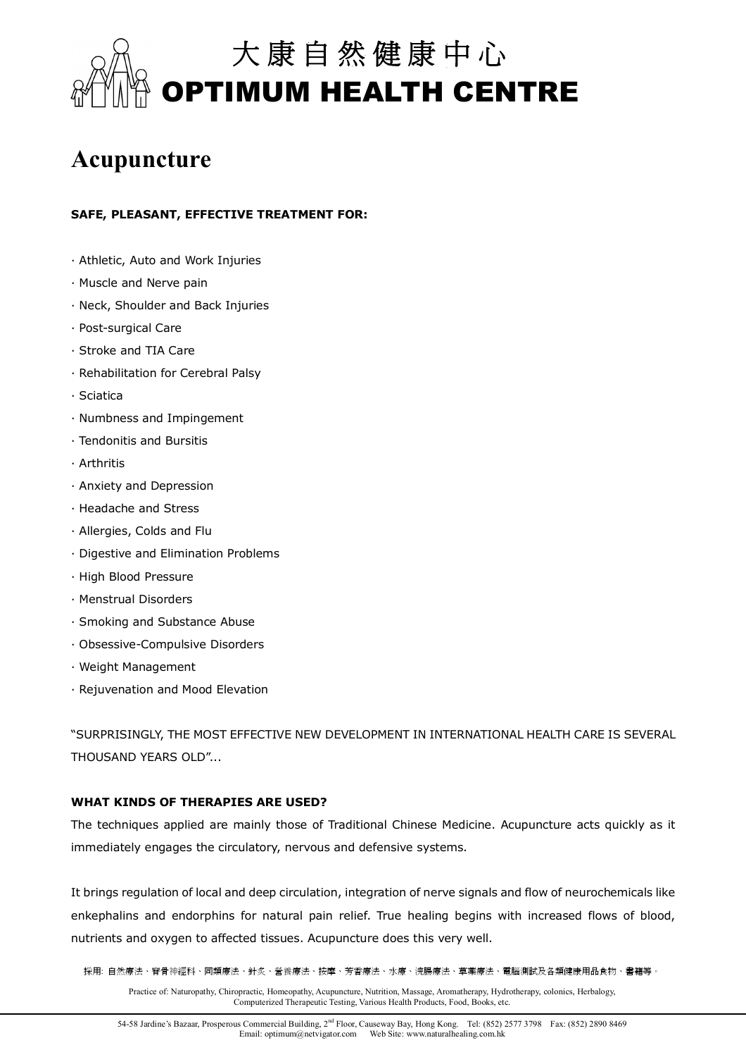# 大康自然健康中心
# OPTIMUM HEALTH CENTRE

## Acupuncture

**SAFE, PLEASANT, EFFECTIVE TREATMENT FOR:**

· Athletic, Auto and Work Injuries
· Muscle and Nerve pain
· Neck, Shoulder and Back Injuries
· Post-surgical Care
· Stroke and TIA Care
· Rehabilitation for Cerebral Palsy
· Sciatica
· Numbness and Impingement
· Tendonitis and Bursitis
· Arthritis
· Anxiety and Depression
· Headache and Stress
· Allergies, Colds and Flu
· Digestive and Elimination Problems
· High Blood Pressure
· Menstrual Disorders
· Smoking and Substance Abuse
· Obsessive-Compulsive Disorders
· Weight Management
· Rejuvenation and Mood Elevation

"SURPRISINGLY, THE MOST EFFECTIVE NEW DEVELOPMENT IN INTERNATIONAL HEALTH CARE IS SEVERAL THOUSAND YEARS OLD"...

**WHAT KINDS OF THERAPIES ARE USED?**

The techniques applied are mainly those of Traditional Chinese Medicine. Acupuncture acts quickly as it immediately engages the circulatory, nervous and defensive systems.

It brings regulation of local and deep circulation, integration of nerve signals and flow of neurochemicals like enkephalins and endorphins for natural pain relief. True healing begins with increased flows of blood, nutrients and oxygen to affected tissues. Acupuncture does this very well.

採用: 自然療法、脊骨神經科、同類療法、針炙、營養療法、按摩、芳香療法、水療、洗腸療法、草藥療法、電腦測試及各類健康用品食物、書籍等。

Practice of: Naturopathy, Chiropractic, Homeopathy, Acupuncture, Nutrition, Massage, Aromatherapy, Hydrotherapy, colonics, Herbalogy, Computerized Therapeutic Testing, Various Health Products, Food, Books, etc.

54-58 Jardine's Bazaar, Prosperous Commercial Building, 2nd Floor, Causeway Bay, Hong Kong. Tel: (852) 2577 3798 Fax: (852) 2890 8469
Email: optimum@netvigator.com Web Site: www.naturalhealing.com.hk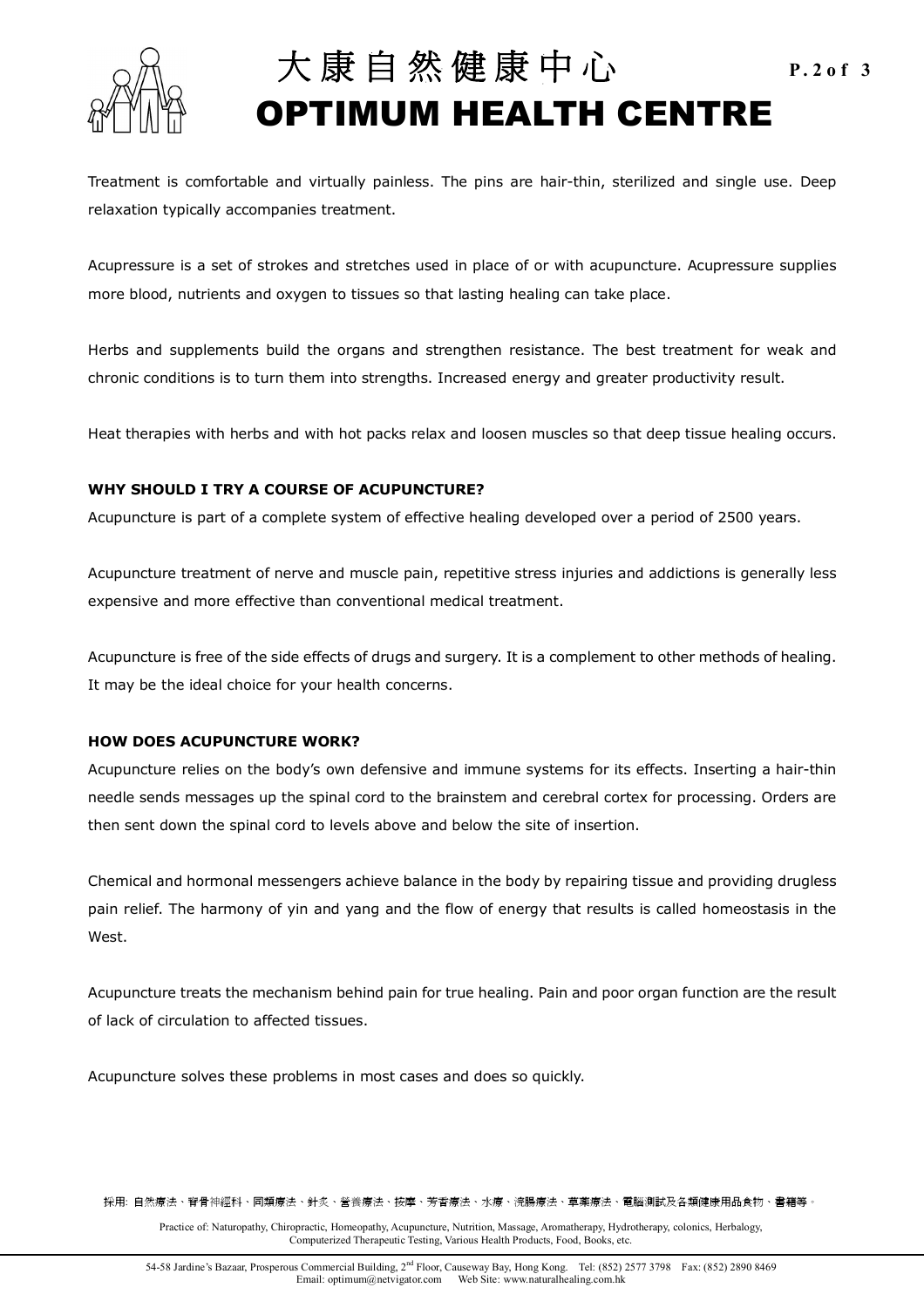Treatment is comfortable and virtually painless. The pins are hair-thin, sterilized and single use. Deep relaxation typically accompanies treatment.

Acupressure is a set of strokes and stretches used in place of or with acupuncture. Acupressure supplies more blood, nutrients and oxygen to tissues so that lasting healing can take place.

Herbs and supplements build the organs and strengthen resistance. The best treatment for weak and chronic conditions is to turn them into strengths. Increased energy and greater productivity result.

Heat therapies with herbs and with hot packs relax and loosen muscles so that deep tissue healing occurs.

**WHY SHOULD I TRY A COURSE OF ACUPUNCTURE?**

Acupuncture is part of a complete system of effective healing developed over a period of 2500 years.

Acupuncture treatment of nerve and muscle pain, repetitive stress injuries and addictions is generally less expensive and more effective than conventional medical treatment.

Acupuncture is free of the side effects of drugs and surgery. It is a complement to other methods of healing. It may be the ideal choice for your health concerns.

**HOW DOES ACUPUNCTURE WORK?**

Acupuncture relies on the body's own defensive and immune systems for its effects. Inserting a hair-thin needle sends messages up the spinal cord to the brainstem and cerebral cortex for processing. Orders are then sent down the spinal cord to levels above and below the site of insertion.

Chemical and hormonal messengers achieve balance in the body by repairing tissue and providing drugless pain relief. The harmony of yin and yang and the flow of energy that results is called homeostasis in the West.

Acupuncture treats the mechanism behind pain for true healing. Pain and poor organ function are the result of lack of circulation to affected tissues.

Acupuncture solves these problems in most cases and does so quickly.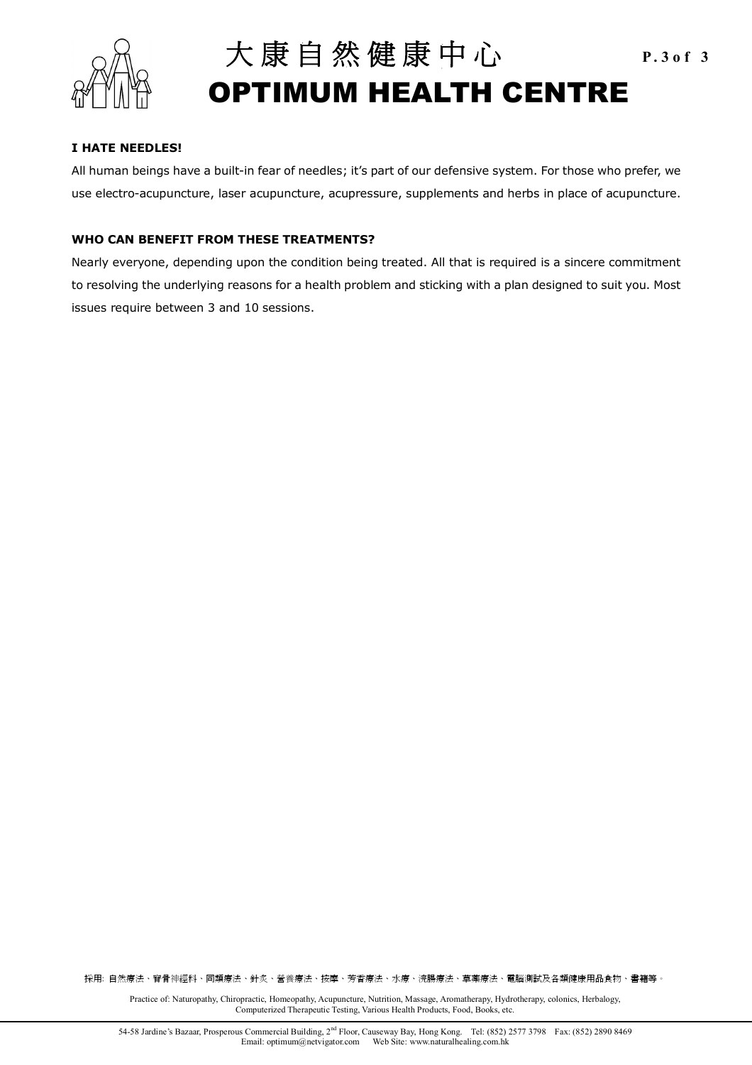**I HATE NEEDLES!**

All human beings have a built-in fear of needles; it's part of our defensive system. For those who prefer, we use electro-acupuncture, laser acupuncture, acupressure, supplements and herbs in place of acupuncture.

**WHO CAN BENEFIT FROM THESE TREATMENTS?**

Nearly everyone, depending upon the condition being treated. All that is required is a sincere commitment to resolving the underlying reasons for a health problem and sticking with a plan designed to suit you. Most issues require between 3 and 10 sessions.